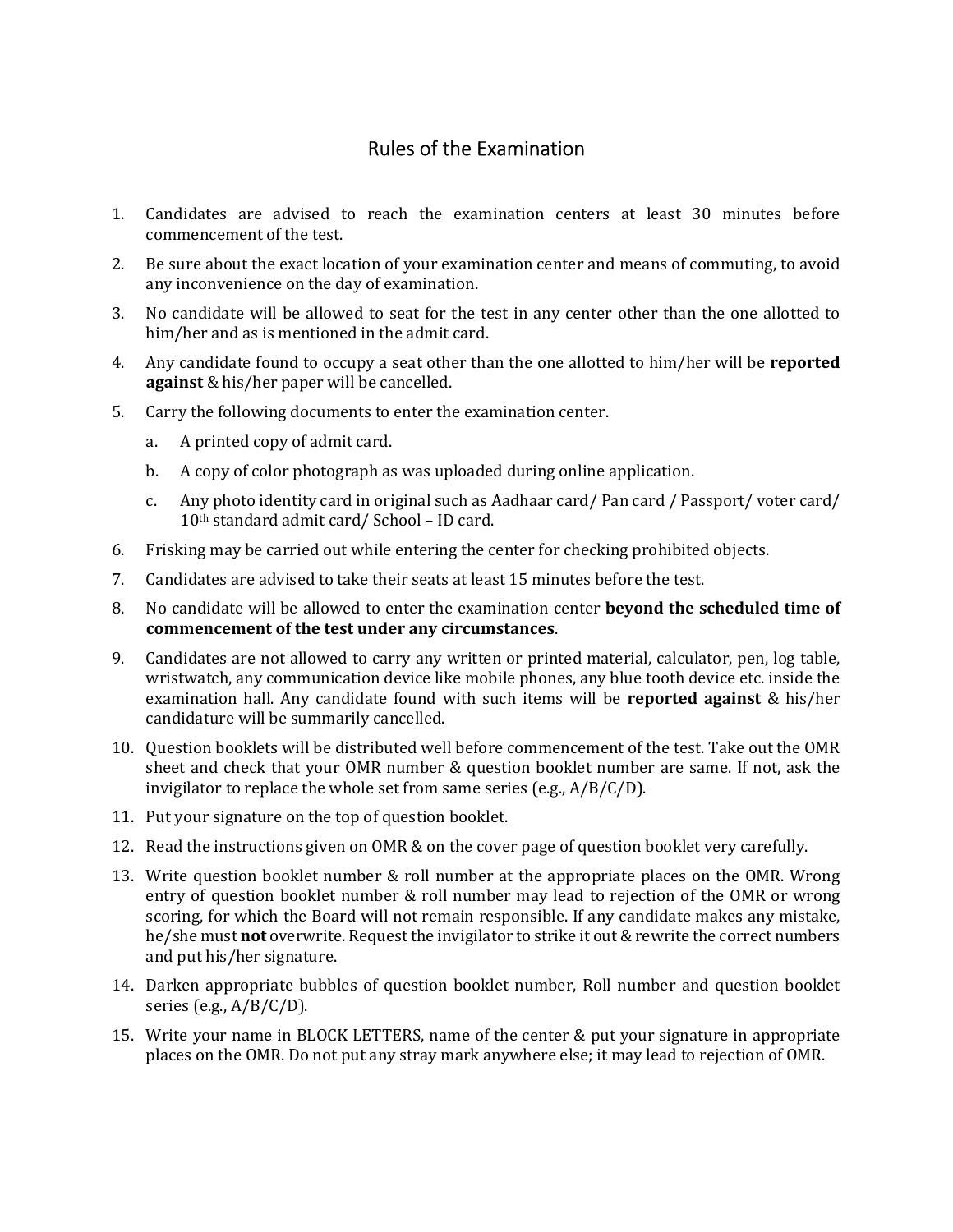# Rules of the Examination

1. Candidates are advised to reach the examination centers at least 30 minutes before commencement of the test.
2. Be sure about the exact location of your examination center and means of commuting, to avoid any inconvenience on the day of examination.
3. No candidate will be allowed to seat for the test in any center other than the one allotted to him/her and as is mentioned in the admit card.
4. Any candidate found to occupy a seat other than the one allotted to him/her will be **reported against** & his/her paper will be cancelled.
5. Carry the following documents to enter the examination center.
   a. A printed copy of admit card.
   b. A copy of color photograph as was uploaded during online application.
   c. Any photo identity card in original such as Aadhaar card/ Pan card / Passport/ voter card/ 10th standard admit card/ School – ID card.
6. Frisking may be carried out while entering the center for checking prohibited objects.
7. Candidates are advised to take their seats at least 15 minutes before the test.
8. No candidate will be allowed to enter the examination center **beyond the scheduled time of commencement of the test under any circumstances**.
9. Candidates are not allowed to carry any written or printed material, calculator, pen, log table, wristwatch, any communication device like mobile phones, any blue tooth device etc. inside the examination hall. Any candidate found with such items will be **reported against** & his/her candidature will be summarily cancelled.
10. Question booklets will be distributed well before commencement of the test. Take out the OMR sheet and check that your OMR number & question booklet number are same. If not, ask the invigilator to replace the whole set from same series (e.g., A/B/C/D).
11. Put your signature on the top of question booklet.
12. Read the instructions given on OMR & on the cover page of question booklet very carefully.
13. Write question booklet number & roll number at the appropriate places on the OMR. Wrong entry of question booklet number & roll number may lead to rejection of the OMR or wrong scoring, for which the Board will not remain responsible. If any candidate makes any mistake, he/she must **not** overwrite. Request the invigilator to strike it out & rewrite the correct numbers and put his/her signature.
14. Darken appropriate bubbles of question booklet number, Roll number and question booklet series (e.g., A/B/C/D).
15. Write your name in BLOCK LETTERS, name of the center & put your signature in appropriate places on the OMR. Do not put any stray mark anywhere else; it may lead to rejection of OMR.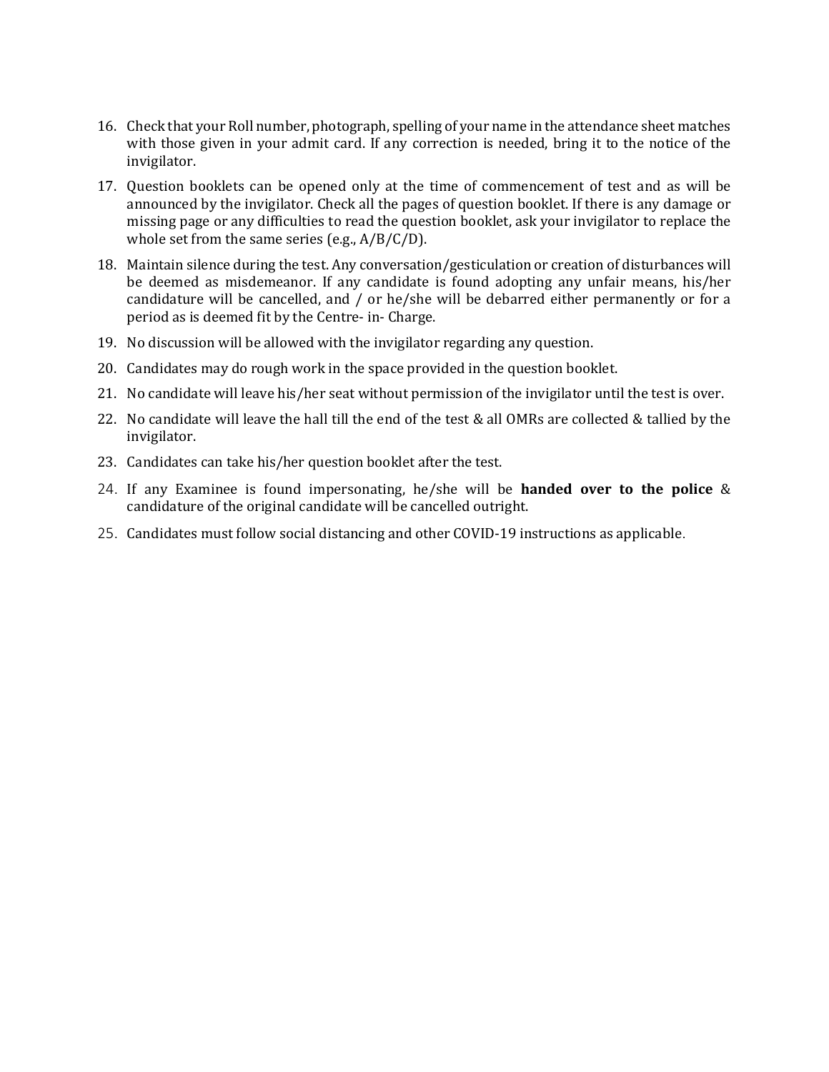16. Check that your Roll number, photograph, spelling of your name in the attendance sheet matches with those given in your admit card. If any correction is needed, bring it to the notice of the invigilator.
17. Question booklets can be opened only at the time of commencement of test and as will be announced by the invigilator. Check all the pages of question booklet. If there is any damage or missing page or any difficulties to read the question booklet, ask your invigilator to replace the whole set from the same series (e.g., A/B/C/D).
18. Maintain silence during the test. Any conversation/gesticulation or creation of disturbances will be deemed as misdemeanor. If any candidate is found adopting any unfair means, his/her candidature will be cancelled, and / or he/she will be debarred either permanently or for a period as is deemed fit by the Centre- in- Charge.
19. No discussion will be allowed with the invigilator regarding any question.
20. Candidates may do rough work in the space provided in the question booklet.
21. No candidate will leave his/her seat without permission of the invigilator until the test is over.
22. No candidate will leave the hall till the end of the test & all OMRs are collected & tallied by the invigilator.
23. Candidates can take his/her question booklet after the test.
24. If any Examinee is found impersonating, he/she will be **handed over to the police** & candidature of the original candidate will be cancelled outright.
25. Candidates must follow social distancing and other COVID-19 instructions as applicable.